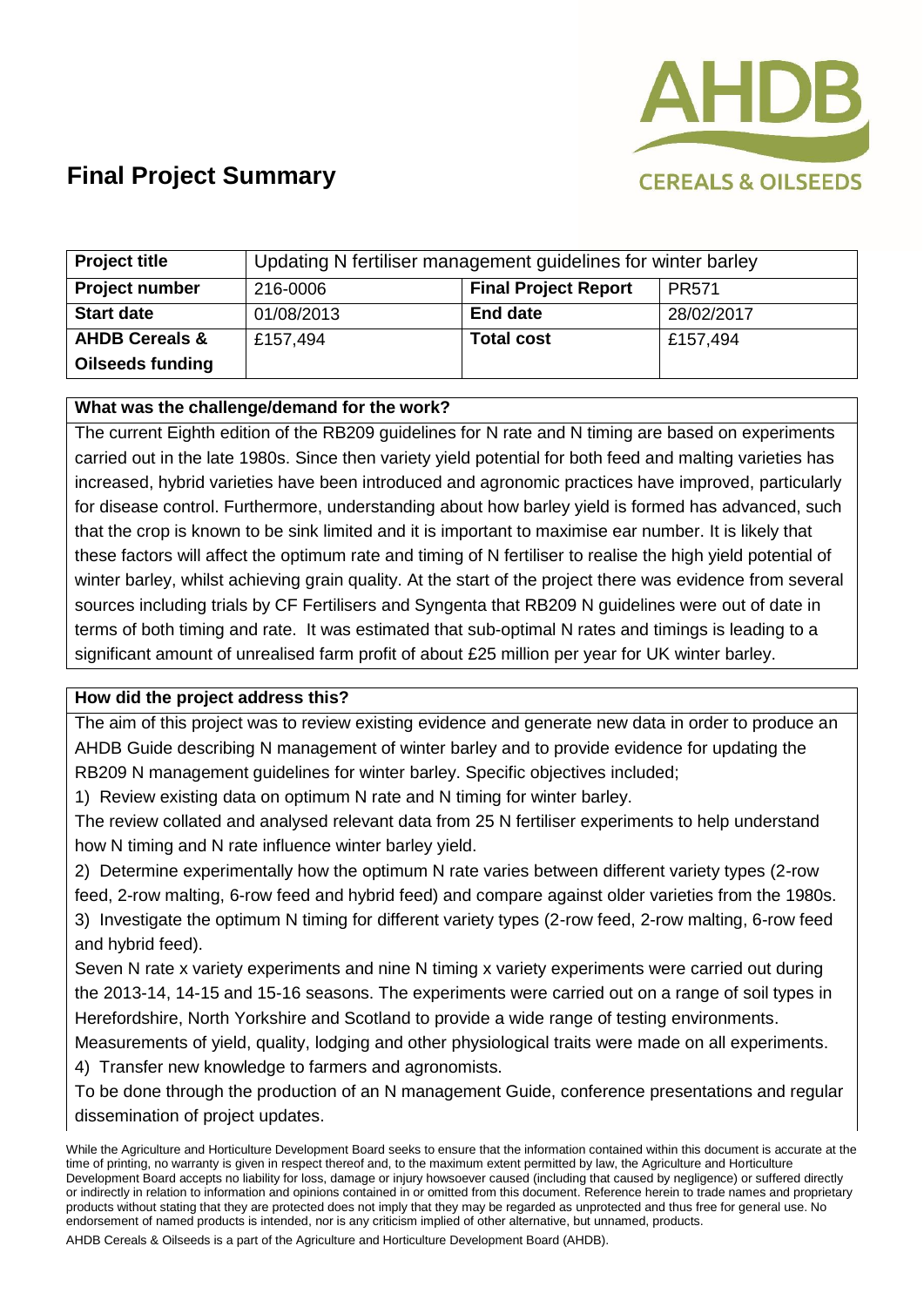# Final Project Summary

| Project title | Updating N fertiliser management guidelines for winter barley | | |
|---|---|---|---|
| **Project number** | 216-0006 | **Final Project Report** | PR571 |
| **Start date** | 01/08/2013 | **End date** | 28/02/2017 |
| **AHDB Cereals & Oilseeds funding** | £157,494 | **Total cost** | £157,494 |

**What was the challenge/demand for the work?**

The current Eighth edition of the RB209 guidelines for N rate and N timing are based on experiments carried out in the late 1980s. Since then variety yield potential for both feed and malting varieties has increased, hybrid varieties have been introduced and agronomic practices have improved, particularly for disease control. Furthermore, understanding about how barley yield is formed has advanced, such that the crop is known to be sink limited and it is important to maximise ear number. It is likely that these factors will affect the optimum rate and timing of N fertiliser to realise the high yield potential of winter barley, whilst achieving grain quality. At the start of the project there was evidence from several sources including trials by CF Fertilisers and Syngenta that RB209 N guidelines were out of date in terms of both timing and rate. It was estimated that sub-optimal N rates and timings is leading to a significant amount of unrealised farm profit of about £25 million per year for UK winter barley.

**How did the project address this?**

The aim of this project was to review existing evidence and generate new data in order to produce an AHDB Guide describing N management of winter barley and to provide evidence for updating the RB209 N management guidelines for winter barley. Specific objectives included;

1) Review existing data on optimum N rate and N timing for winter barley.

The review collated and analysed relevant data from 25 N fertiliser experiments to help understand how N timing and N rate influence winter barley yield.

2) Determine experimentally how the optimum N rate varies between different variety types (2-row feed, 2-row malting, 6-row feed and hybrid feed) and compare against older varieties from the 1980s.

3) Investigate the optimum N timing for different variety types (2-row feed, 2-row malting, 6-row feed and hybrid feed).

Seven N rate x variety experiments and nine N timing x variety experiments were carried out during the 2013-14, 14-15 and 15-16 seasons. The experiments were carried out on a range of soil types in Herefordshire, North Yorkshire and Scotland to provide a wide range of testing environments. Measurements of yield, quality, lodging and other physiological traits were made on all experiments.

4) Transfer new knowledge to farmers and agronomists.

To be done through the production of an N management Guide, conference presentations and regular dissemination of project updates.

While the Agriculture and Horticulture Development Board seeks to ensure that the information contained within this document is accurate at the time of printing, no warranty is given in respect thereof and, to the maximum extent permitted by law, the Agriculture and Horticulture Development Board accepts no liability for loss, damage or injury howsoever caused (including that caused by negligence) or suffered directly or indirectly in relation to information and opinions contained in or omitted from this document. Reference herein to trade names and proprietary products without stating that they are protected does not imply that they may be regarded as unprotected and thus free for general use. No endorsement of named products is intended, nor is any criticism implied of other alternative, but unnamed, products.

AHDB Cereals & Oilseeds is a part of the Agriculture and Horticulture Development Board (AHDB).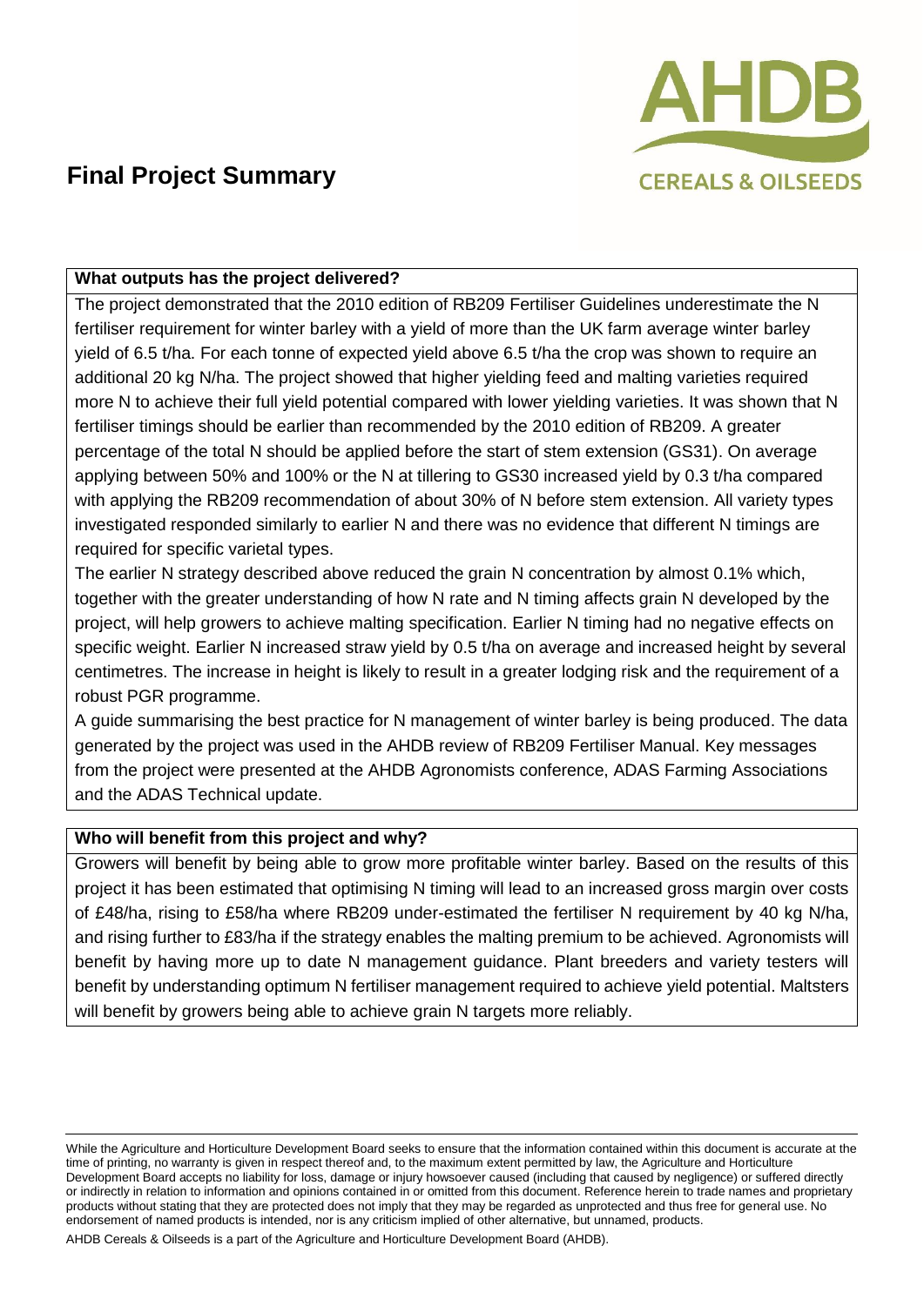# Final Project Summary

**What outputs has the project delivered?**

The project demonstrated that the 2010 edition of RB209 Fertiliser Guidelines underestimate the N fertiliser requirement for winter barley with a yield of more than the UK farm average winter barley yield of 6.5 t/ha. For each tonne of expected yield above 6.5 t/ha the crop was shown to require an additional 20 kg N/ha. The project showed that higher yielding feed and malting varieties required more N to achieve their full yield potential compared with lower yielding varieties. It was shown that N fertiliser timings should be earlier than recommended by the 2010 edition of RB209. A greater percentage of the total N should be applied before the start of stem extension (GS31). On average applying between 50% and 100% or the N at tillering to GS30 increased yield by 0.3 t/ha compared with applying the RB209 recommendation of about 30% of N before stem extension. All variety types investigated responded similarly to earlier N and there was no evidence that different N timings are required for specific varietal types.

The earlier N strategy described above reduced the grain N concentration by almost 0.1% which, together with the greater understanding of how N rate and N timing affects grain N developed by the project, will help growers to achieve malting specification. Earlier N timing had no negative effects on specific weight. Earlier N increased straw yield by 0.5 t/ha on average and increased height by several centimetres. The increase in height is likely to result in a greater lodging risk and the requirement of a robust PGR programme.

A guide summarising the best practice for N management of winter barley is being produced. The data generated by the project was used in the AHDB review of RB209 Fertiliser Manual. Key messages from the project were presented at the AHDB Agronomists conference, ADAS Farming Associations and the ADAS Technical update.

**Who will benefit from this project and why?**

Growers will benefit by being able to grow more profitable winter barley. Based on the results of this project it has been estimated that optimising N timing will lead to an increased gross margin over costs of £48/ha, rising to £58/ha where RB209 under-estimated the fertiliser N requirement by 40 kg N/ha, and rising further to £83/ha if the strategy enables the malting premium to be achieved. Agronomists will benefit by having more up to date N management guidance. Plant breeders and variety testers will benefit by understanding optimum N fertiliser management required to achieve yield potential. Maltsters will benefit by growers being able to achieve grain N targets more reliably.

While the Agriculture and Horticulture Development Board seeks to ensure that the information contained within this document is accurate at the time of printing, no warranty is given in respect thereof and, to the maximum extent permitted by law, the Agriculture and Horticulture Development Board accepts no liability for loss, damage or injury howsoever caused (including that caused by negligence) or suffered directly or indirectly in relation to information and opinions contained in or omitted from this document. Reference herein to trade names and proprietary products without stating that they are protected does not imply that they may be regarded as unprotected and thus free for general use. No endorsement of named products is intended, nor is any criticism implied of other alternative, but unnamed, products.

AHDB Cereals & Oilseeds is a part of the Agriculture and Horticulture Development Board (AHDB).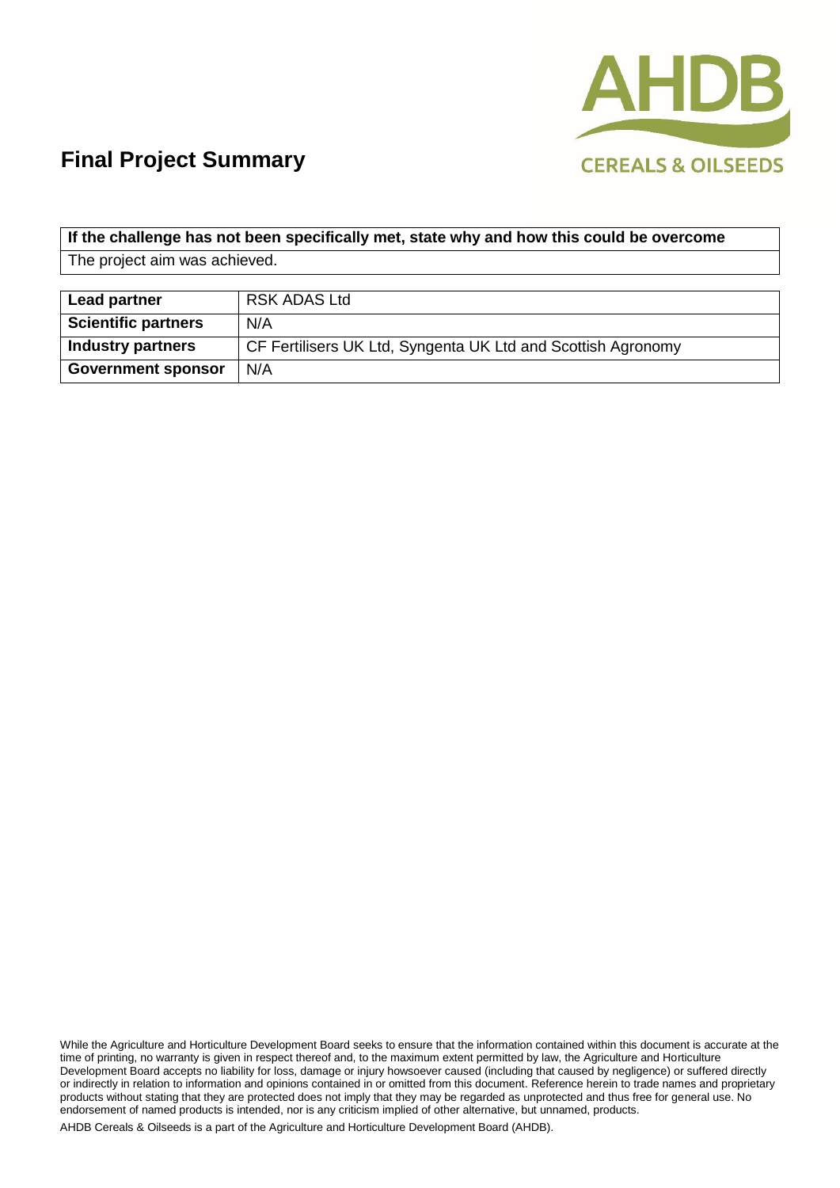# Final Project Summary

| If the challenge has not been specifically met, state why and how this could be overcome |
|---|
| The project aim was achieved. |

| | |
|---|---|
| **Lead partner** | RSK ADAS Ltd |
| **Scientific partners** | N/A |
| **Industry partners** | CF Fertilisers UK Ltd, Syngenta UK Ltd and Scottish Agronomy |
| **Government sponsor** | N/A |

While the Agriculture and Horticulture Development Board seeks to ensure that the information contained within this document is accurate at the time of printing, no warranty is given in respect thereof and, to the maximum extent permitted by law, the Agriculture and Horticulture Development Board accepts no liability for loss, damage or injury howsoever caused (including that caused by negligence) or suffered directly or indirectly in relation to information and opinions contained in or omitted from this document. Reference herein to trade names and proprietary products without stating that they are protected does not imply that they may be regarded as unprotected and thus free for general use. No endorsement of named products is intended, nor is any criticism implied of other alternative, but unnamed, products.

AHDB Cereals & Oilseeds is a part of the Agriculture and Horticulture Development Board (AHDB).